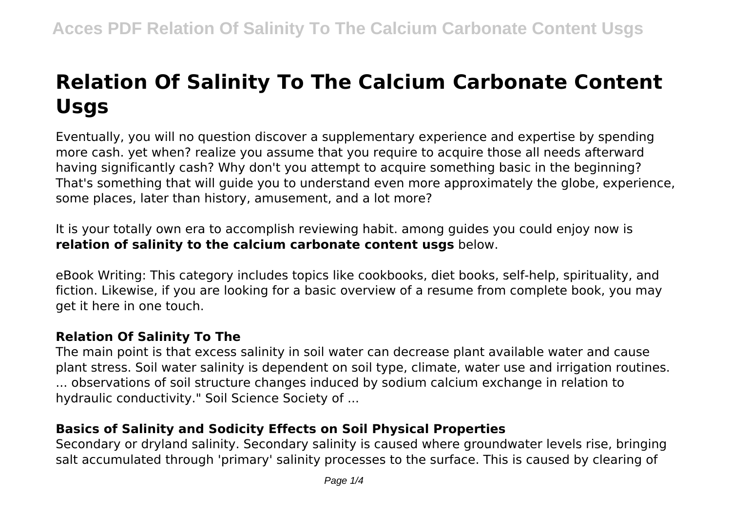# Relation Of Salinity To The Calcium Carbonate Content Usgs

Eventually, you will no question discover a supplementary experience and expertise by spending more cash. yet when? realize you assume that you require to acquire those all needs afterward having significantly cash? Why don't you attempt to acquire something basic in the beginning? That's something that will guide you to understand even more approximately the globe, experience, some places, later than history, amusement, and a lot more?

It is your totally own era to accomplish reviewing habit. among guides you could enjoy now is **relation of salinity to the calcium carbonate content usgs** below.

eBook Writing: This category includes topics like cookbooks, diet books, self-help, spirituality, and fiction. Likewise, if you are looking for a basic overview of a resume from complete book, you may get it here in one touch.

### Relation Of Salinity To The

The main point is that excess salinity in soil water can decrease plant available water and cause plant stress. Soil water salinity is dependent on soil type, climate, water use and irrigation routines. ... observations of soil structure changes induced by sodium calcium exchange in relation to hydraulic conductivity." Soil Science Society of ...

### Basics of Salinity and Sodicity Effects on Soil Physical Properties

Secondary or dryland salinity. Secondary salinity is caused where groundwater levels rise, bringing salt accumulated through 'primary' salinity processes to the surface. This is caused by clearing of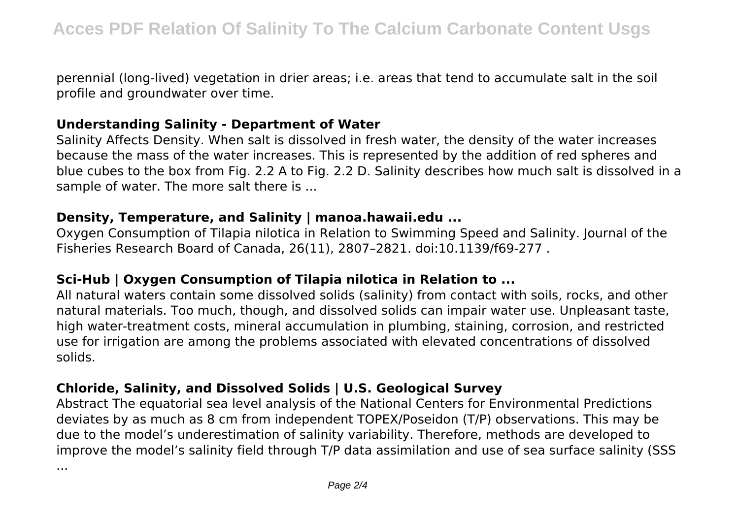perennial (long-lived) vegetation in drier areas; i.e. areas that tend to accumulate salt in the soil profile and groundwater over time.

### Understanding Salinity - Department of Water

Salinity Affects Density. When salt is dissolved in fresh water, the density of the water increases because the mass of the water increases. This is represented by the addition of red spheres and blue cubes to the box from Fig. 2.2 A to Fig. 2.2 D. Salinity describes how much salt is dissolved in a sample of water. The more salt there is ...

### Density, Temperature, and Salinity | manoa.hawaii.edu ...

Oxygen Consumption of Tilapia nilotica in Relation to Swimming Speed and Salinity. Journal of the Fisheries Research Board of Canada, 26(11), 2807–2821. doi:10.1139/f69-277 .

### Sci-Hub | Oxygen Consumption of Tilapia nilotica in Relation to ...

All natural waters contain some dissolved solids (salinity) from contact with soils, rocks, and other natural materials. Too much, though, and dissolved solids can impair water use. Unpleasant taste, high water-treatment costs, mineral accumulation in plumbing, staining, corrosion, and restricted use for irrigation are among the problems associated with elevated concentrations of dissolved solids.

### Chloride, Salinity, and Dissolved Solids | U.S. Geological Survey

Abstract The equatorial sea level analysis of the National Centers for Environmental Predictions deviates by as much as 8 cm from independent TOPEX/Poseidon (T/P) observations. This may be due to the model's underestimation of salinity variability. Therefore, methods are developed to improve the model's salinity field through T/P data assimilation and use of sea surface salinity (SSS ...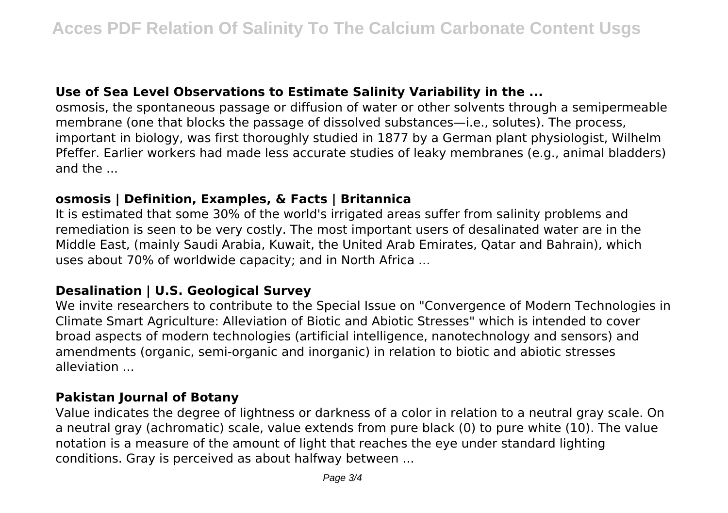### Use of Sea Level Observations to Estimate Salinity Variability in the ...

osmosis, the spontaneous passage or diffusion of water or other solvents through a semipermeable membrane (one that blocks the passage of dissolved substances—i.e., solutes). The process, important in biology, was first thoroughly studied in 1877 by a German plant physiologist, Wilhelm Pfeffer. Earlier workers had made less accurate studies of leaky membranes (e.g., animal bladders) and the ...

### osmosis | Definition, Examples, & Facts | Britannica

It is estimated that some 30% of the world's irrigated areas suffer from salinity problems and remediation is seen to be very costly. The most important users of desalinated water are in the Middle East, (mainly Saudi Arabia, Kuwait, the United Arab Emirates, Qatar and Bahrain), which uses about 70% of worldwide capacity; and in North Africa ...

### Desalination | U.S. Geological Survey

We invite researchers to contribute to the Special Issue on "Convergence of Modern Technologies in Climate Smart Agriculture: Alleviation of Biotic and Abiotic Stresses" which is intended to cover broad aspects of modern technologies (artificial intelligence, nanotechnology and sensors) and amendments (organic, semi-organic and inorganic) in relation to biotic and abiotic stresses alleviation ...

### Pakistan Journal of Botany

Value indicates the degree of lightness or darkness of a color in relation to a neutral gray scale. On a neutral gray (achromatic) scale, value extends from pure black (0) to pure white (10). The value notation is a measure of the amount of light that reaches the eye under standard lighting conditions. Gray is perceived as about halfway between ...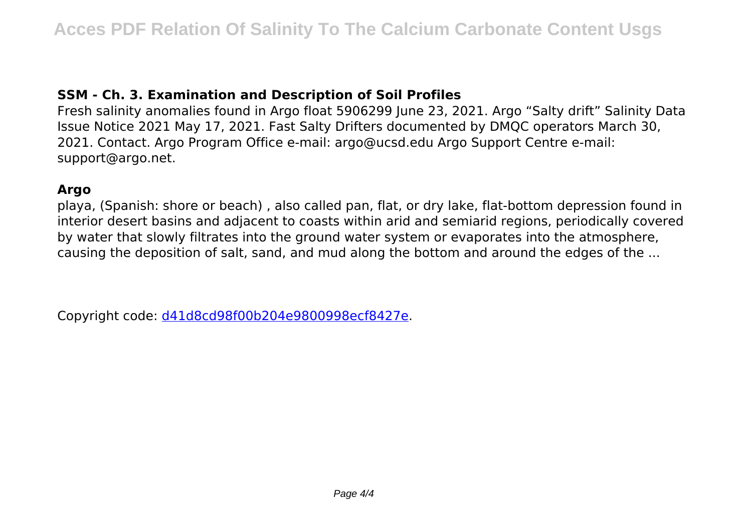**SSM - Ch. 3. Examination and Description of Soil Profiles**

Fresh salinity anomalies found in Argo float 5906299 June 23, 2021. Argo "Salty drift" Salinity Data Issue Notice 2021 May 17, 2021. Fast Salty Drifters documented by DMQC operators March 30, 2021. Contact. Argo Program Office e-mail: argo@ucsd.edu Argo Support Centre e-mail: support@argo.net.

**Argo**

playa, (Spanish: shore or beach) , also called pan, flat, or dry lake, flat-bottom depression found in interior desert basins and adjacent to coasts within arid and semiarid regions, periodically covered by water that slowly filtrates into the ground water system or evaporates into the atmosphere, causing the deposition of salt, sand, and mud along the bottom and around the edges of the ...

Copyright code: d41d8cd98f00b204e9800998ecf8427e.